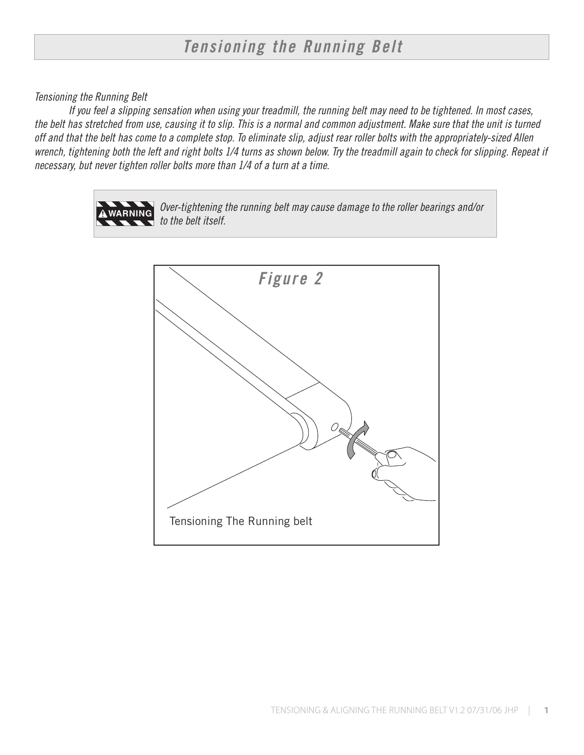# *Tensioning the Running Belt*

*Tensioning the Running Belt*

*If you feel a slipping sensation when using your treadmill, the running belt may need to be tightened. In most cases, the belt has stretched from use, causing it to slip. This is a normal and common adjustment. Make sure that the unit is turned off and that the belt has come to a complete stop. To eliminate slip, adjust rear roller bolts with the appropriately-sized Allen wrench, tightening both the left and right bolts 1/4 turns as shown below. Try the treadmill again to check for slipping. Repeat if necessary, but never tighten roller bolts more than 1/4 of a turn at a time.*

> **⚠ WARNING** *Over-tightening the running belt may cause damage to the roller bearings and/or to the belt itself.*

***Figure 2***

Tensioning The Running belt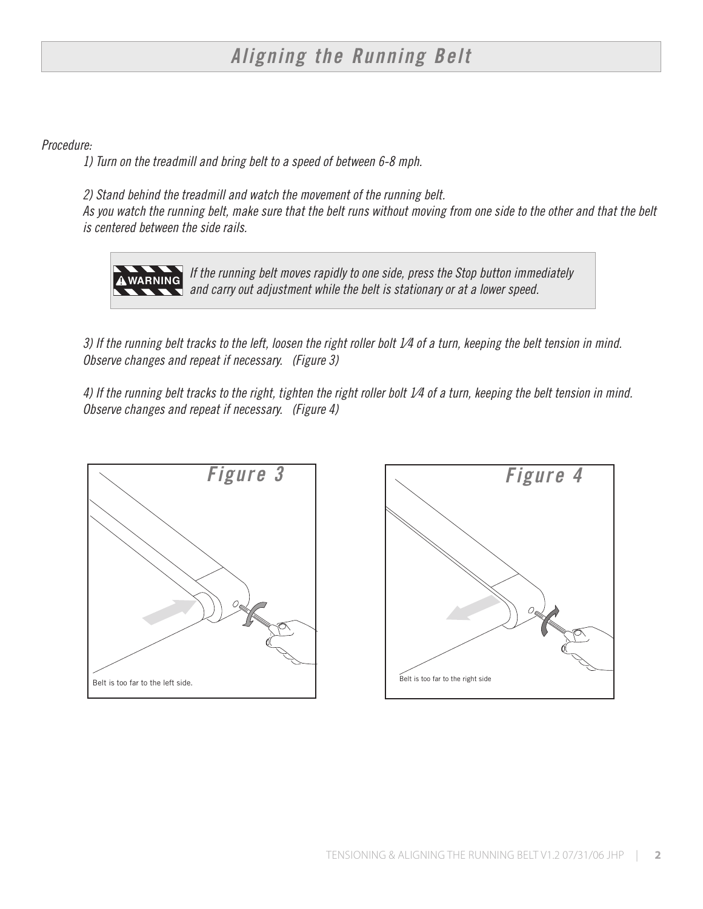# *Aligning the Running Belt*

*Procedure:*

*1) Turn on the treadmill and bring belt to a speed of between 6-8 mph.*

*2) Stand behind the treadmill and watch the movement of the running belt.*
*As you watch the running belt, make sure that the belt runs without moving from one side to the other and that the belt is centered between the side rails.*

> **⚠WARNING** *If the running belt moves rapidly to one side, press the Stop button immediately and carry out adjustment while the belt is stationary or at a lower speed.*

*3) If the running belt tracks to the left, loosen the right roller bolt 1⁄4 of a turn, keeping the belt tension in mind. Observe changes and repeat if necessary. (Figure 3)*

*4) If the running belt tracks to the right, tighten the right roller bolt 1⁄4 of a turn, keeping the belt tension in mind. Observe changes and repeat if necessary. (Figure 4)*

***Figure 3***

Belt is too far to the left side.

***Figure 4***

Belt is too far to the right side